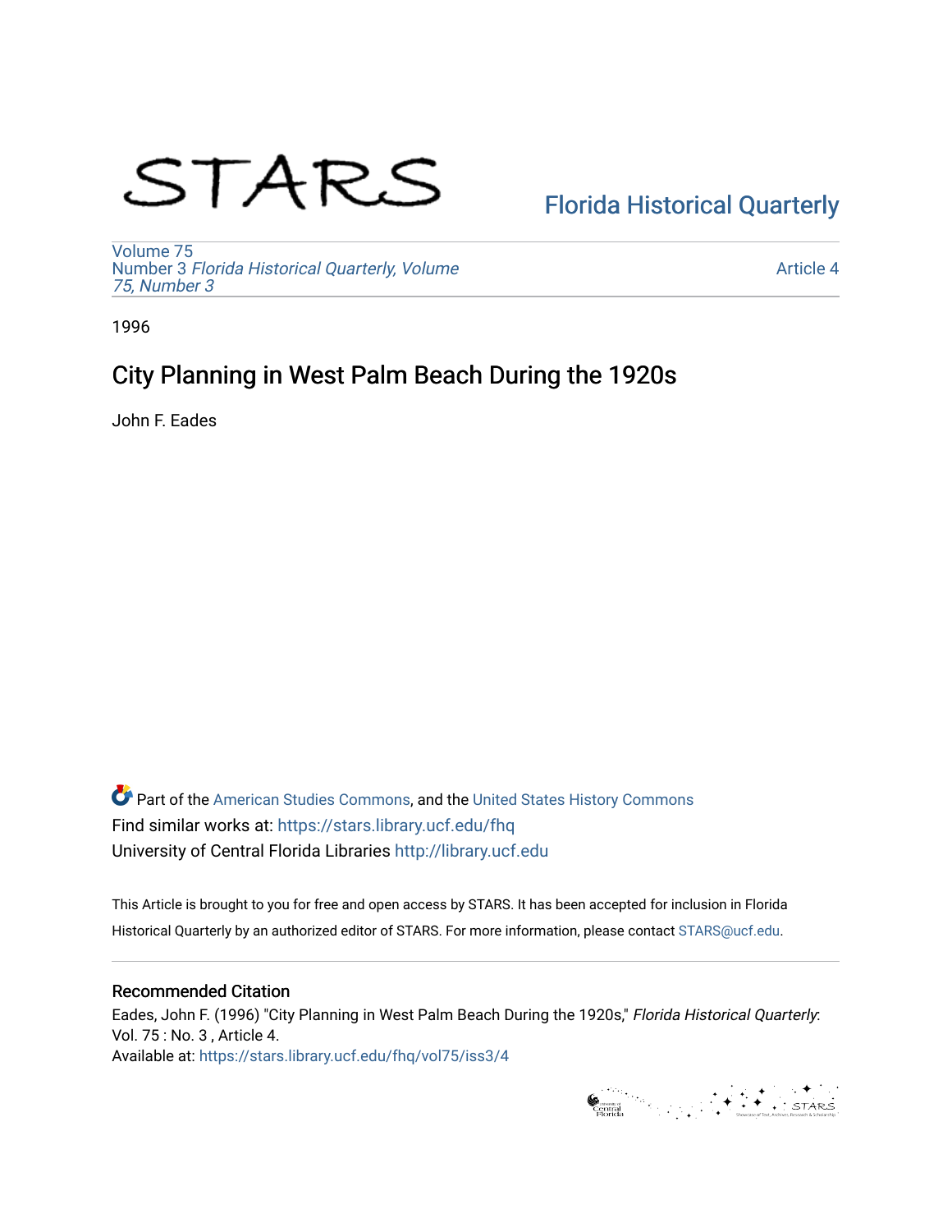STARS

Florida Historical Quarterly

Volume 75
Number 3 *Florida Historical Quarterly, Volume 75, Number 3*

Article 4

1996

# City Planning in West Palm Beach During the 1920s

John F. Eades

Part of the American Studies Commons, and the United States History Commons
Find similar works at: https://stars.library.ucf.edu/fhq
University of Central Florida Libraries http://library.ucf.edu

This Article is brought to you for free and open access by STARS. It has been accepted for inclusion in Florida Historical Quarterly by an authorized editor of STARS. For more information, please contact STARS@ucf.edu.

## Recommended Citation

Eades, John F. (1996) "City Planning in West Palm Beach During the 1920s," *Florida Historical Quarterly*: Vol. 75 : No. 3 , Article 4.
Available at: https://stars.library.ucf.edu/fhq/vol75/iss3/4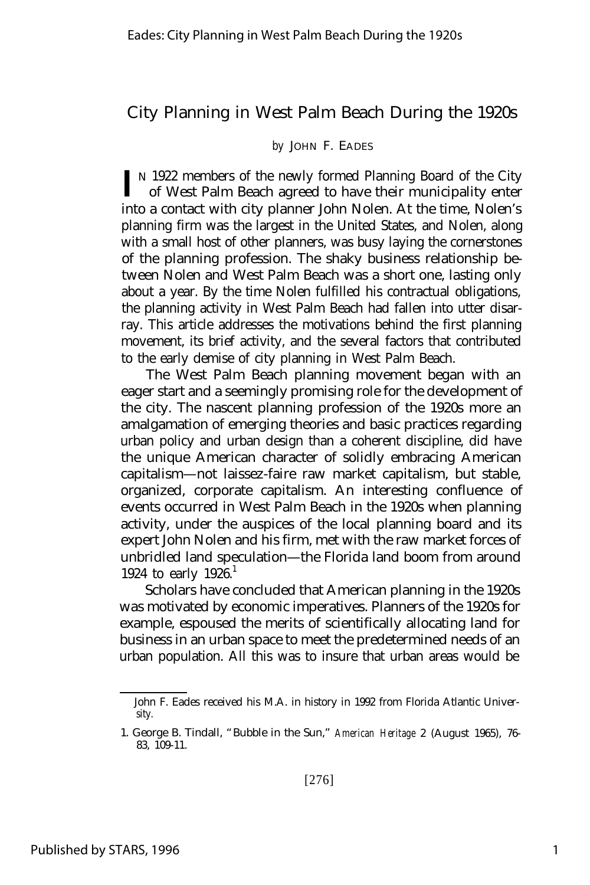# City Planning in West Palm Beach During the 1920s

*by* JOHN F. EADES

IN 1922 members of the newly formed Planning Board of the City of West Palm Beach agreed to have their municipality enter into a contact with city planner John Nolen. At the time, Nolen's planning firm was the largest in the United States, and Nolen, along with a small host of other planners, was busy laying the cornerstones of the planning profession. The shaky business relationship between Nolen and West Palm Beach was a short one, lasting only about a year. By the time Nolen fulfilled his contractual obligations, the planning activity in West Palm Beach had fallen into utter disarray. This article addresses the motivations behind the first planning movement, its brief activity, and the several factors that contributed to the early demise of city planning in West Palm Beach.

The West Palm Beach planning movement began with an eager start and a seemingly promising role for the development of the city. The nascent planning profession of the 1920s more an amalgamation of emerging theories and basic practices regarding urban policy and urban design than a coherent discipline, did have the unique American character of solidly embracing American capitalism—not laissez-faire raw market capitalism, but stable, organized, corporate capitalism. An interesting confluence of events occurred in West Palm Beach in the 1920s when planning activity, under the auspices of the local planning board and its expert John Nolen and his firm, met with the raw market forces of unbridled land speculation—the Florida land boom from around 1924 to early 1926.[1]

Scholars have concluded that American planning in the 1920s was motivated by economic imperatives. Planners of the 1920s for example, espoused the merits of scientifically allocating land for business in an urban space to meet the predetermined needs of an urban population. All this was to insure that urban areas would be

---

John F. Eades received his M.A. in history in 1992 from Florida Atlantic University.

1. George B. Tindall, "Bubble in the Sun," *American Heritage* 2 (August 1965), 76-83, 109-11.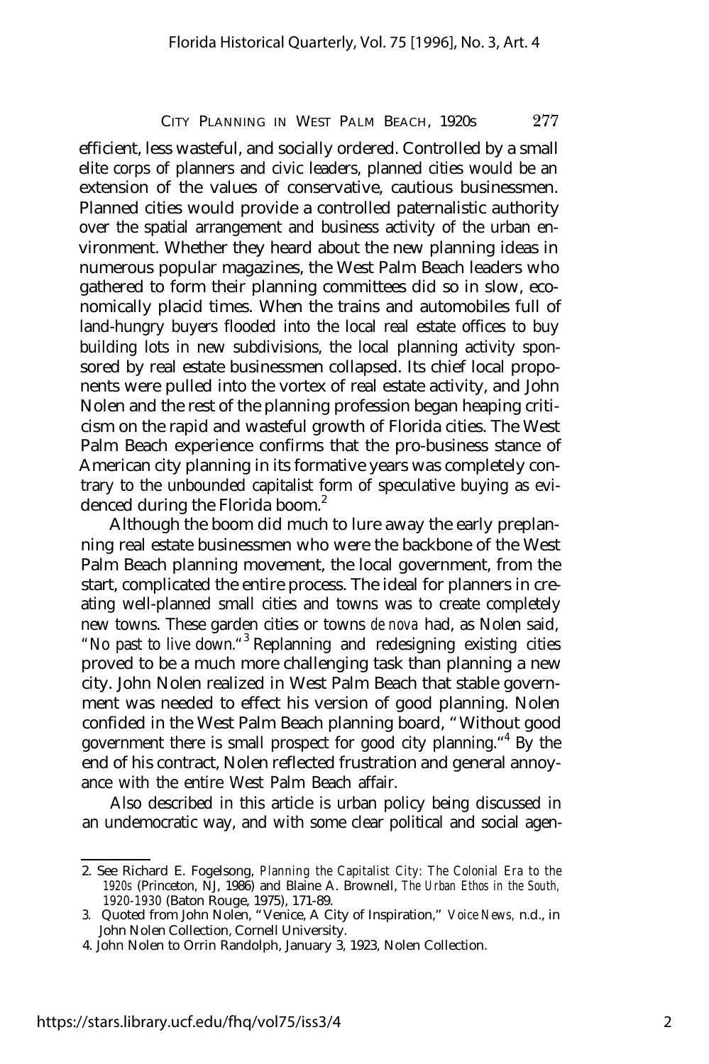efficient, less wasteful, and socially ordered. Controlled by a small elite corps of planners and civic leaders, planned cities would be an extension of the values of conservative, cautious businessmen. Planned cities would provide a controlled paternalistic authority over the spatial arrangement and business activity of the urban environment. Whether they heard about the new planning ideas in numerous popular magazines, the West Palm Beach leaders who gathered to form their planning committees did so in slow, economically placid times. When the trains and automobiles full of land-hungry buyers flooded into the local real estate offices to buy building lots in new subdivisions, the local planning activity sponsored by real estate businessmen collapsed. Its chief local proponents were pulled into the vortex of real estate activity, and John Nolen and the rest of the planning profession began heaping criticism on the rapid and wasteful growth of Florida cities. The West Palm Beach experience confirms that the pro-business stance of American city planning in its formative years was completely contrary to the unbounded capitalist form of speculative buying as evidenced during the Florida boom.[2]

Although the boom did much to lure away the early preplanning real estate businessmen who were the backbone of the West Palm Beach planning movement, the local government, from the start, complicated the entire process. The ideal for planners in creating well-planned small cities and towns was to create completely new towns. These garden cities or towns *de nova* had, as Nolen said, "No past to live down."[3] Replanning and redesigning existing cities proved to be a much more challenging task than planning a new city. John Nolen realized in West Palm Beach that stable government was needed to effect his version of good planning. Nolen confided in the West Palm Beach planning board, "Without good government there is small prospect for good city planning."[4] By the end of his contract, Nolen reflected frustration and general annoyance with the entire West Palm Beach affair.

Also described in this article is urban policy being discussed in an undemocratic way, and with some clear political and social agen-

2. See Richard E. Fogelsong, *Planning the Capitalist City: The Colonial Era to the 1920s* (Princeton, NJ, 1986) and Blaine A. Brownell, *The Urban Ethos in the South, 1920-1930* (Baton Rouge, 1975), 171-89.

3. Quoted from John Nolen, "Venice, A City of Inspiration," *Voice News*, n.d., in John Nolen Collection, Cornell University.

4. John Nolen to Orrin Randolph, January 3, 1923, Nolen Collection.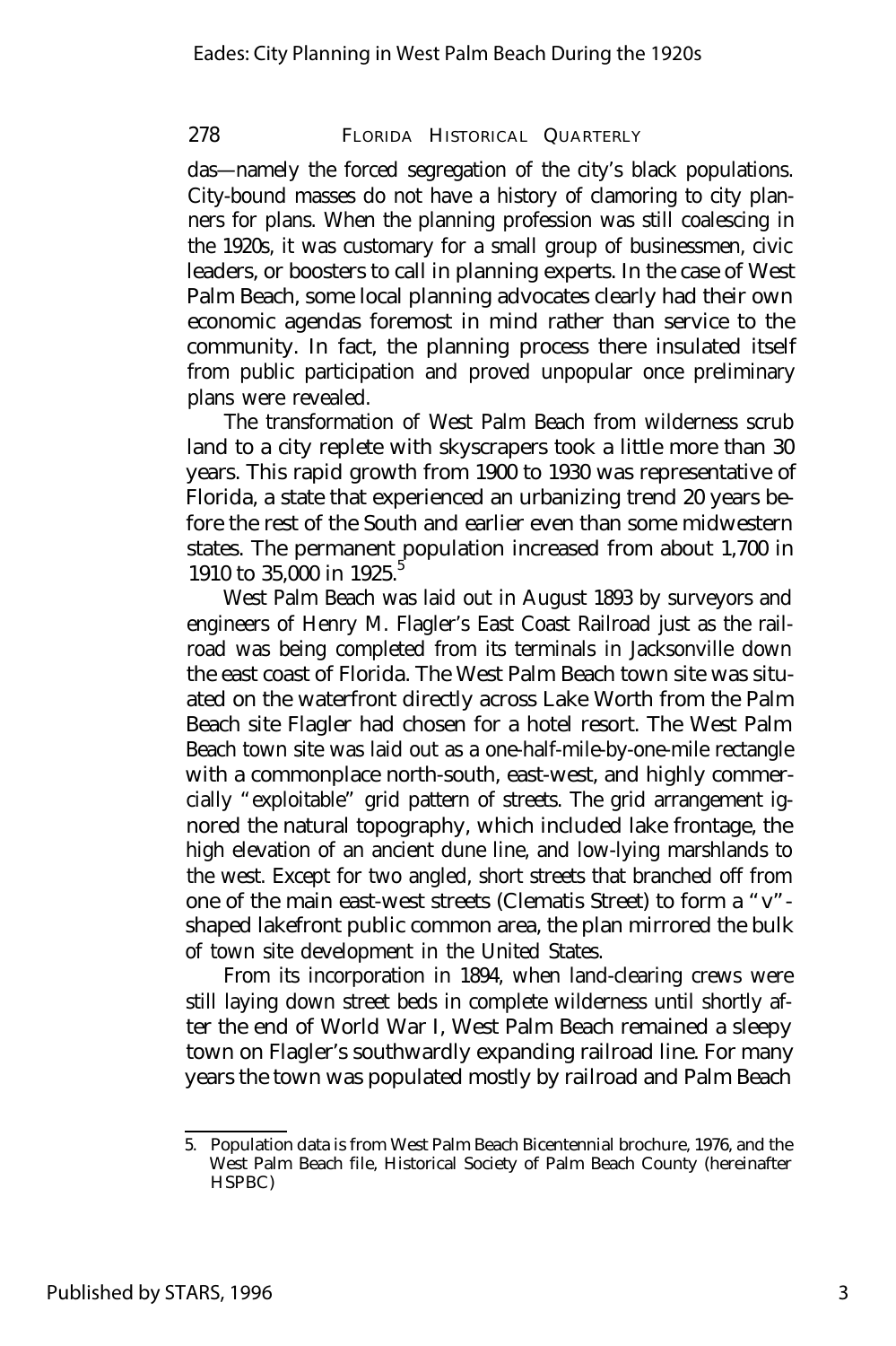das—namely the forced segregation of the city's black populations. City-bound masses do not have a history of clamoring to city planners for plans. When the planning profession was still coalescing in the 1920s, it was customary for a small group of businessmen, civic leaders, or boosters to call in planning experts. In the case of West Palm Beach, some local planning advocates clearly had their own economic agendas foremost in mind rather than service to the community. In fact, the planning process there insulated itself from public participation and proved unpopular once preliminary plans were revealed.

The transformation of West Palm Beach from wilderness scrub land to a city replete with skyscrapers took a little more than 30 years. This rapid growth from 1900 to 1930 was representative of Florida, a state that experienced an urbanizing trend 20 years before the rest of the South and earlier even than some midwestern states. The permanent population increased from about 1,700 in 1910 to 35,000 in 1925.[5]

West Palm Beach was laid out in August 1893 by surveyors and engineers of Henry M. Flagler's East Coast Railroad just as the railroad was being completed from its terminals in Jacksonville down the east coast of Florida. The West Palm Beach town site was situated on the waterfront directly across Lake Worth from the Palm Beach site Flagler had chosen for a hotel resort. The West Palm Beach town site was laid out as a one-half-mile-by-one-mile rectangle with a commonplace north-south, east-west, and highly commercially "exploitable" grid pattern of streets. The grid arrangement ignored the natural topography, which included lake frontage, the high elevation of an ancient dune line, and low-lying marshlands to the west. Except for two angled, short streets that branched off from one of the main east-west streets (Clematis Street) to form a "v"-shaped lakefront public common area, the plan mirrored the bulk of town site development in the United States.

From its incorporation in 1894, when land-clearing crews were still laying down street beds in complete wilderness until shortly after the end of World War I, West Palm Beach remained a sleepy town on Flagler's southwardly expanding railroad line. For many years the town was populated mostly by railroad and Palm Beach

---

5. Population data is from West Palm Beach Bicentennial brochure, 1976, and the West Palm Beach file, Historical Society of Palm Beach County (hereinafter HSPBC)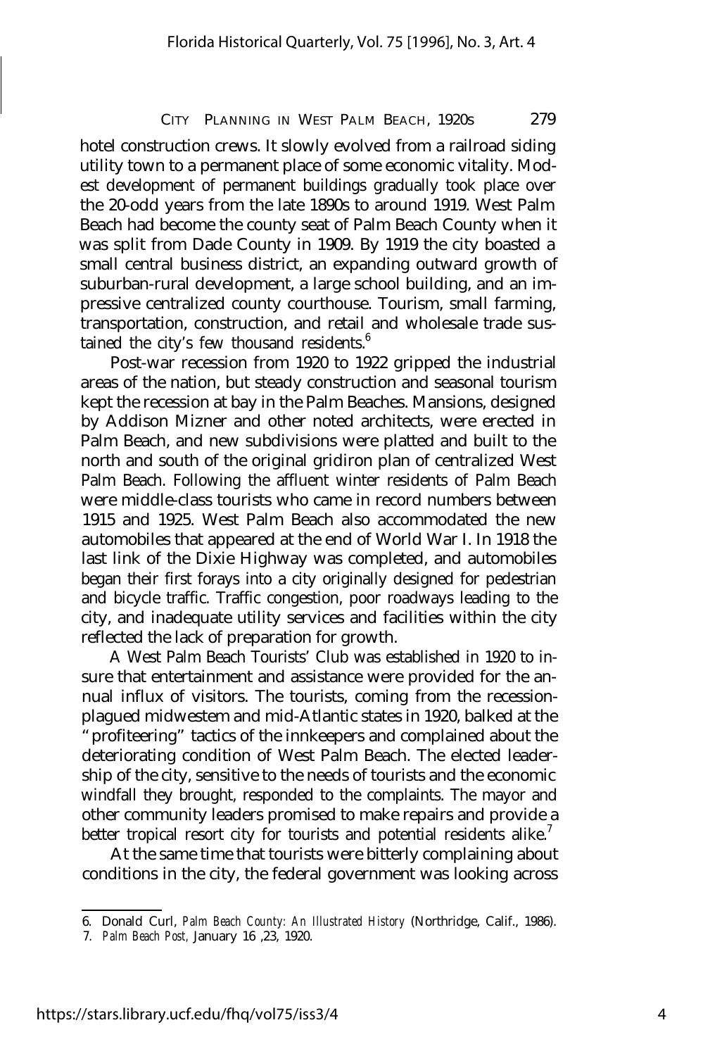hotel construction crews. It slowly evolved from a railroad siding utility town to a permanent place of some economic vitality. Modest development of permanent buildings gradually took place over the 20-odd years from the late 1890s to around 1919. West Palm Beach had become the county seat of Palm Beach County when it was split from Dade County in 1909. By 1919 the city boasted a small central business district, an expanding outward growth of suburban-rural development, a large school building, and an impressive centralized county courthouse. Tourism, small farming, transportation, construction, and retail and wholesale trade sustained the city's few thousand residents.[6]

Post-war recession from 1920 to 1922 gripped the industrial areas of the nation, but steady construction and seasonal tourism kept the recession at bay in the Palm Beaches. Mansions, designed by Addison Mizner and other noted architects, were erected in Palm Beach, and new subdivisions were platted and built to the north and south of the original gridiron plan of centralized West Palm Beach. Following the affluent winter residents of Palm Beach were middle-class tourists who came in record numbers between 1915 and 1925. West Palm Beach also accommodated the new automobiles that appeared at the end of World War I. In 1918 the last link of the Dixie Highway was completed, and automobiles began their first forays into a city originally designed for pedestrian and bicycle traffic. Traffic congestion, poor roadways leading to the city, and inadequate utility services and facilities within the city reflected the lack of preparation for growth.

A West Palm Beach Tourists' Club was established in 1920 to insure that entertainment and assistance were provided for the annual influx of visitors. The tourists, coming from the recession-plagued midwestern and mid-Atlantic states in 1920, balked at the "profiteering" tactics of the innkeepers and complained about the deteriorating condition of West Palm Beach. The elected leadership of the city, sensitive to the needs of tourists and the economic windfall they brought, responded to the complaints. The mayor and other community leaders promised to make repairs and provide a better tropical resort city for tourists and potential residents alike.[7]

At the same time that tourists were bitterly complaining about conditions in the city, the federal government was looking across

6. Donald Curl, *Palm Beach County: An Illustrated History* (Northridge, Calif., 1986).

7. *Palm Beach Post,* January 16 ,23, 1920.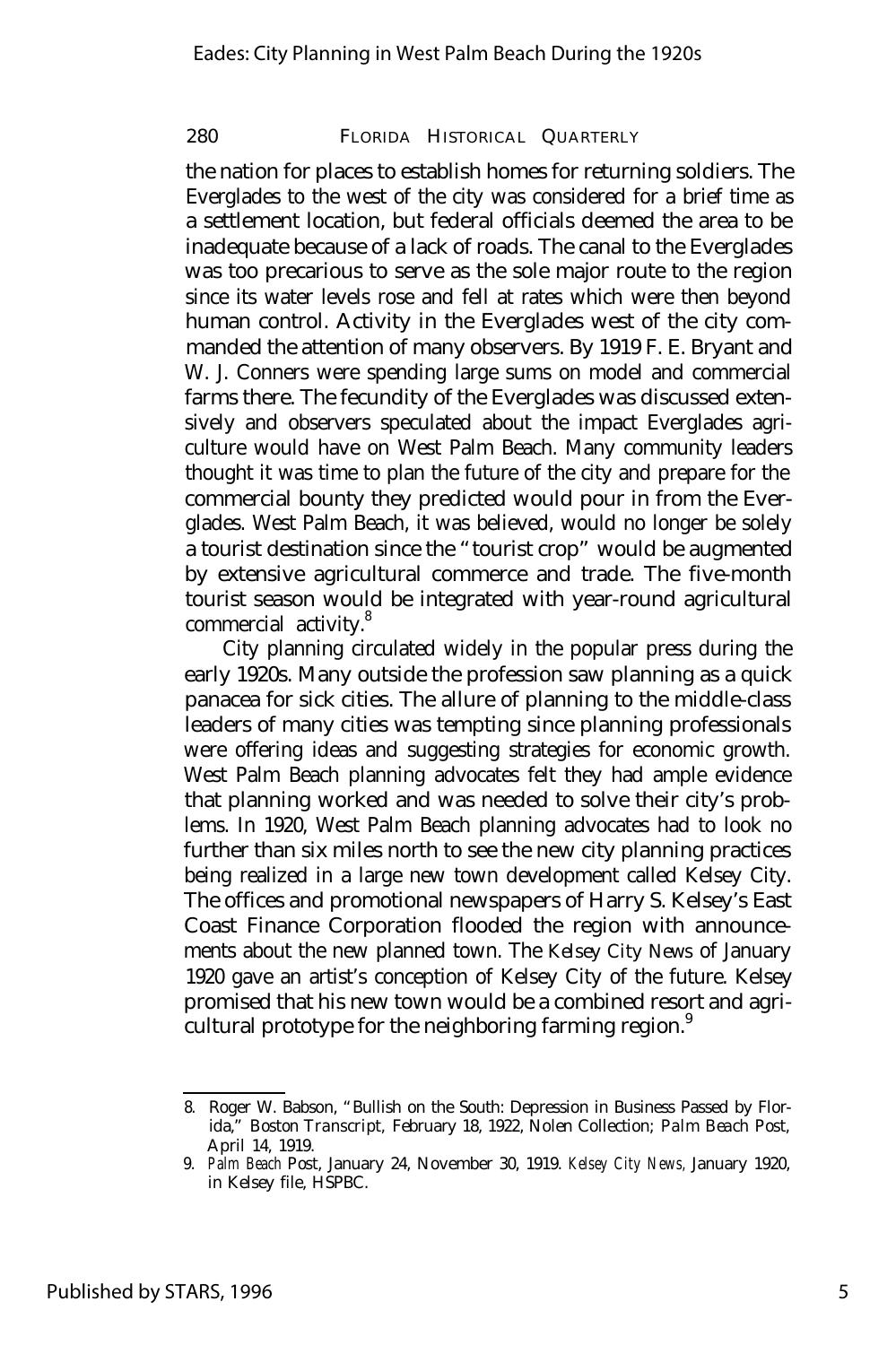the nation for places to establish homes for returning soldiers. The Everglades to the west of the city was considered for a brief time as a settlement location, but federal officials deemed the area to be inadequate because of a lack of roads. The canal to the Everglades was too precarious to serve as the sole major route to the region since its water levels rose and fell at rates which were then beyond human control. Activity in the Everglades west of the city commanded the attention of many observers. By 1919 F. E. Bryant and W. J. Conners were spending large sums on model and commercial farms there. The fecundity of the Everglades was discussed extensively and observers speculated about the impact Everglades agriculture would have on West Palm Beach. Many community leaders thought it was time to plan the future of the city and prepare for the commercial bounty they predicted would pour in from the Everglades. West Palm Beach, it was believed, would no longer be solely a tourist destination since the "tourist crop" would be augmented by extensive agricultural commerce and trade. The five-month tourist season would be integrated with year-round agricultural commercial activity.[8]

City planning circulated widely in the popular press during the early 1920s. Many outside the profession saw planning as a quick panacea for sick cities. The allure of planning to the middle-class leaders of many cities was tempting since planning professionals were offering ideas and suggesting strategies for economic growth. West Palm Beach planning advocates felt they had ample evidence that planning worked and was needed to solve their city's problems. In 1920, West Palm Beach planning advocates had to look no further than six miles north to see the new city planning practices being realized in a large new town development called Kelsey City. The offices and promotional newspapers of Harry S. Kelsey's East Coast Finance Corporation flooded the region with announcements about the new planned town. The *Kelsey City News* of January 1920 gave an artist's conception of Kelsey City of the future. Kelsey promised that his new town would be a combined resort and agricultural prototype for the neighboring farming region.[9]

---

8. Roger W. Babson, "Bullish on the South: Depression in Business Passed by Florida," *Boston Transcript*, February 18, 1922, Nolen Collection; *Palm Beach Post*, April 14, 1919.
9. *Palm Beach Post*, January 24, November 30, 1919. *Kelsey City News*, January 1920, in Kelsey file, HSPBC.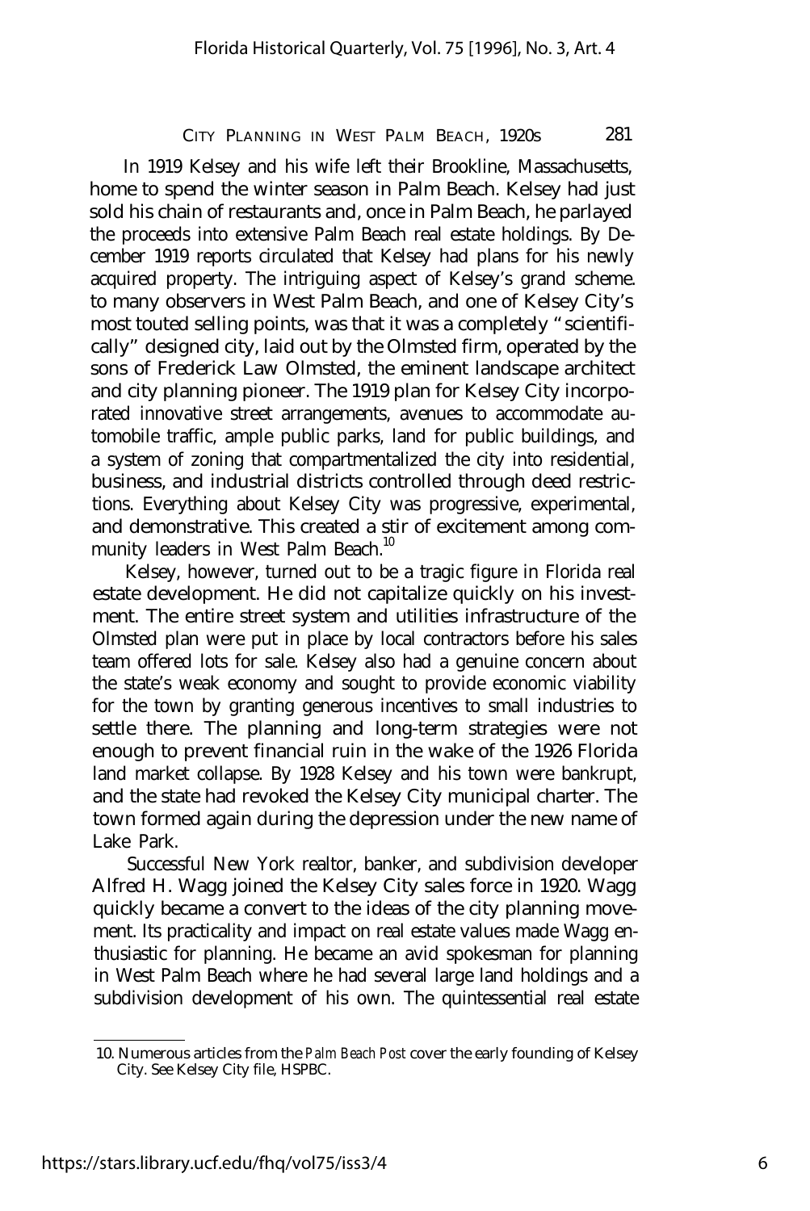In 1919 Kelsey and his wife left their Brookline, Massachusetts, home to spend the winter season in Palm Beach. Kelsey had just sold his chain of restaurants and, once in Palm Beach, he parlayed the proceeds into extensive Palm Beach real estate holdings. By December 1919 reports circulated that Kelsey had plans for his newly acquired property. The intriguing aspect of Kelsey's grand scheme. to many observers in West Palm Beach, and one of Kelsey City's most touted selling points, was that it was a completely "scientifically" designed city, laid out by the Olmsted firm, operated by the sons of Frederick Law Olmsted, the eminent landscape architect and city planning pioneer. The 1919 plan for Kelsey City incorporated innovative street arrangements, avenues to accommodate automobile traffic, ample public parks, land for public buildings, and a system of zoning that compartmentalized the city into residential, business, and industrial districts controlled through deed restrictions. Everything about Kelsey City was progressive, experimental, and demonstrative. This created a stir of excitement among community leaders in West Palm Beach.[10]

Kelsey, however, turned out to be a tragic figure in Florida real estate development. He did not capitalize quickly on his investment. The entire street system and utilities infrastructure of the Olmsted plan were put in place by local contractors before his sales team offered lots for sale. Kelsey also had a genuine concern about the state's weak economy and sought to provide economic viability for the town by granting generous incentives to small industries to settle there. The planning and long-term strategies were not enough to prevent financial ruin in the wake of the 1926 Florida land market collapse. By 1928 Kelsey and his town were bankrupt, and the state had revoked the Kelsey City municipal charter. The town formed again during the depression under the new name of Lake Park.

Successful New York realtor, banker, and subdivision developer Alfred H. Wagg joined the Kelsey City sales force in 1920. Wagg quickly became a convert to the ideas of the city planning movement. Its practicality and impact on real estate values made Wagg enthusiastic for planning. He became an avid spokesman for planning in West Palm Beach where he had several large land holdings and a subdivision development of his own. The quintessential real estate

---

10. Numerous articles from the *Palm Beach Post* cover the early founding of Kelsey City. See Kelsey City file, HSPBC.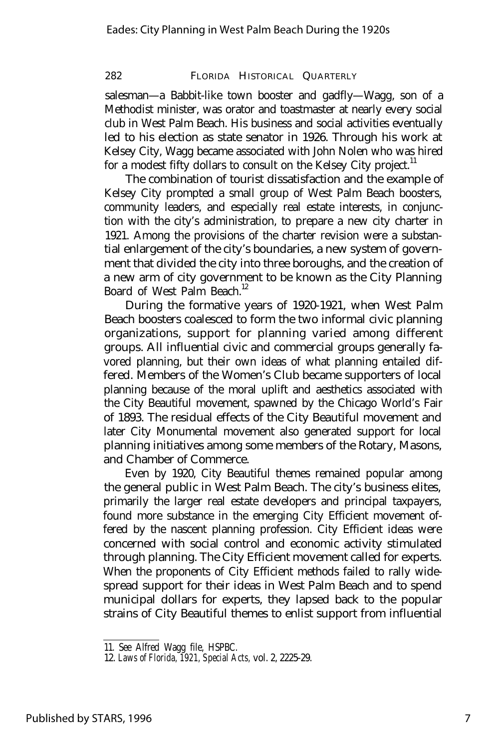salesman—a Babbit-like town booster and gadfly—Wagg, son of a Methodist minister, was orator and toastmaster at nearly every social club in West Palm Beach. His business and social activities eventually led to his election as state senator in 1926. Through his work at Kelsey City, Wagg became associated with John Nolen who was hired for a modest fifty dollars to consult on the Kelsey City project.[11]

The combination of tourist dissatisfaction and the example of Kelsey City prompted a small group of West Palm Beach boosters, community leaders, and especially real estate interests, in conjunction with the city's administration, to prepare a new city charter in 1921. Among the provisions of the charter revision were a substantial enlargement of the city's boundaries, a new system of government that divided the city into three boroughs, and the creation of a new arm of city government to be known as the City Planning Board of West Palm Beach.[12]

During the formative years of 1920-1921, when West Palm Beach boosters coalesced to form the two informal civic planning organizations, support for planning varied among different groups. All influential civic and commercial groups generally favored planning, but their own ideas of what planning entailed differed. Members of the Women's Club became supporters of local planning because of the moral uplift and aesthetics associated with the City Beautiful movement, spawned by the Chicago World's Fair of 1893. The residual effects of the City Beautiful movement and later City Monumental movement also generated support for local planning initiatives among some members of the Rotary, Masons, and Chamber of Commerce.

Even by 1920, City Beautiful themes remained popular among the general public in West Palm Beach. The city's business elites, primarily the larger real estate developers and principal taxpayers, found more substance in the emerging City Efficient movement offered by the nascent planning profession. City Efficient ideas were concerned with social control and economic activity stimulated through planning. The City Efficient movement called for experts. When the proponents of City Efficient methods failed to rally widespread support for their ideas in West Palm Beach and to spend municipal dollars for experts, they lapsed back to the popular strains of City Beautiful themes to enlist support from influential

11. See Alfred Wagg file, HSPBC.

12. *Laws of Florida, 1921, Special Acts,* vol. 2, 2225-29.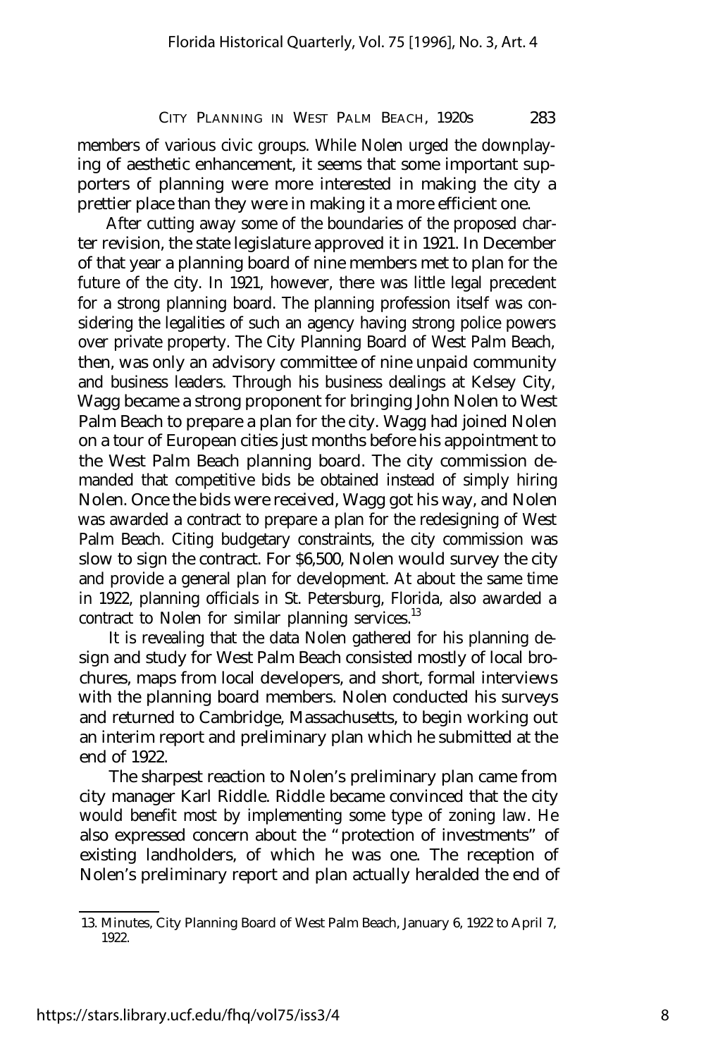members of various civic groups. While Nolen urged the downplaying of aesthetic enhancement, it seems that some important supporters of planning were more interested in making the city a prettier place than they were in making it a more efficient one.

After cutting away some of the boundaries of the proposed charter revision, the state legislature approved it in 1921. In December of that year a planning board of nine members met to plan for the future of the city. In 1921, however, there was little legal precedent for a strong planning board. The planning profession itself was considering the legalities of such an agency having strong police powers over private property. The City Planning Board of West Palm Beach, then, was only an advisory committee of nine unpaid community and business leaders. Through his business dealings at Kelsey City, Wagg became a strong proponent for bringing John Nolen to West Palm Beach to prepare a plan for the city. Wagg had joined Nolen on a tour of European cities just months before his appointment to the West Palm Beach planning board. The city commission demanded that competitive bids be obtained instead of simply hiring Nolen. Once the bids were received, Wagg got his way, and Nolen was awarded a contract to prepare a plan for the redesigning of West Palm Beach. Citing budgetary constraints, the city commission was slow to sign the contract. For $6,500, Nolen would survey the city and provide a general plan for development. At about the same time in 1922, planning officials in St. Petersburg, Florida, also awarded a contract to Nolen for similar planning services.[13]

It is revealing that the data Nolen gathered for his planning design and study for West Palm Beach consisted mostly of local brochures, maps from local developers, and short, formal interviews with the planning board members. Nolen conducted his surveys and returned to Cambridge, Massachusetts, to begin working out an interim report and preliminary plan which he submitted at the end of 1922.

The sharpest reaction to Nolen's preliminary plan came from city manager Karl Riddle. Riddle became convinced that the city would benefit most by implementing some type of zoning law. He also expressed concern about the "protection of investments" of existing landholders, of which he was one. The reception of Nolen's preliminary report and plan actually heralded the end of

13. Minutes, City Planning Board of West Palm Beach, January 6, 1922 to April 7, 1922.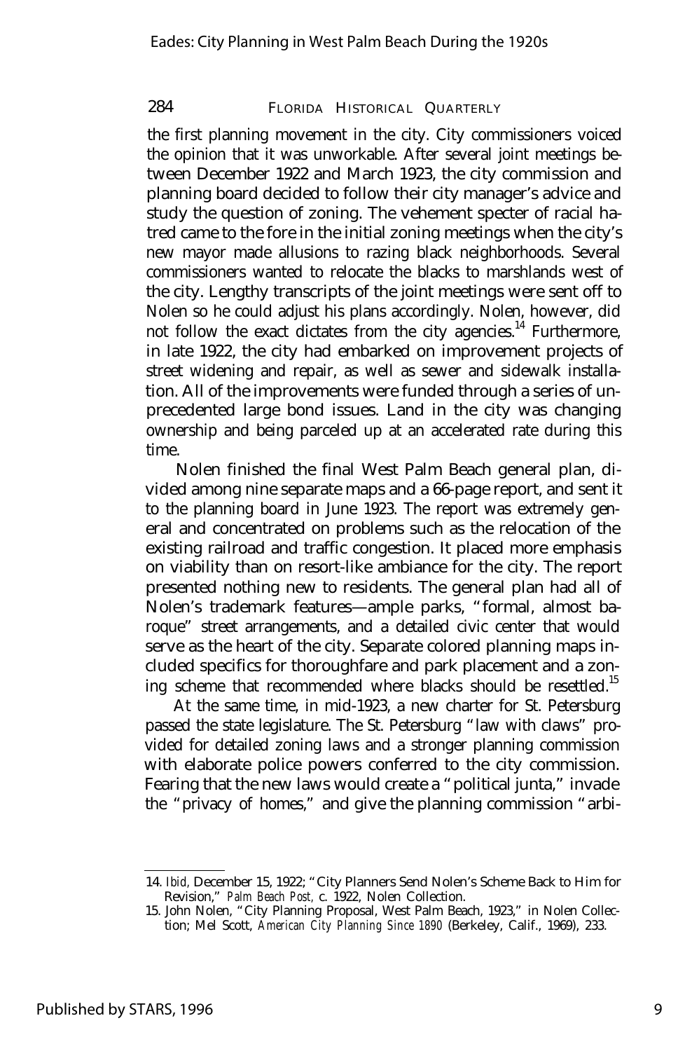the first planning movement in the city. City commissioners voiced the opinion that it was unworkable. After several joint meetings between December 1922 and March 1923, the city commission and planning board decided to follow their city manager's advice and study the question of zoning. The vehement specter of racial hatred came to the fore in the initial zoning meetings when the city's new mayor made allusions to razing black neighborhoods. Several commissioners wanted to relocate the blacks to marshlands west of the city. Lengthy transcripts of the joint meetings were sent off to Nolen so he could adjust his plans accordingly. Nolen, however, did not follow the exact dictates from the city agencies.[14] Furthermore, in late 1922, the city had embarked on improvement projects of street widening and repair, as well as sewer and sidewalk installation. All of the improvements were funded through a series of unprecedented large bond issues. Land in the city was changing ownership and being parceled up at an accelerated rate during this time.

Nolen finished the final West Palm Beach general plan, divided among nine separate maps and a 66-page report, and sent it to the planning board in June 1923. The report was extremely general and concentrated on problems such as the relocation of the existing railroad and traffic congestion. It placed more emphasis on viability than on resort-like ambiance for the city. The report presented nothing new to residents. The general plan had all of Nolen's trademark features—ample parks, "formal, almost baroque" street arrangements, and a detailed civic center that would serve as the heart of the city. Separate colored planning maps included specifics for thoroughfare and park placement and a zoning scheme that recommended where blacks should be resettled.[15]

At the same time, in mid-1923, a new charter for St. Petersburg passed the state legislature. The St. Petersburg "law with claws" provided for detailed zoning laws and a stronger planning commission with elaborate police powers conferred to the city commission. Fearing that the new laws would create a "political junta," invade the "privacy of homes," and give the planning commission "arbi-

---

14. *Ibid,* December 15, 1922; "City Planners Send Nolen's Scheme Back to Him for Revision," *Palm Beach Post,* c. 1922, Nolen Collection.

15. John Nolen, "City Planning Proposal, West Palm Beach, 1923," in Nolen Collection; Mel Scott, *American City Planning Since 1890* (Berkeley, Calif., 1969), 233.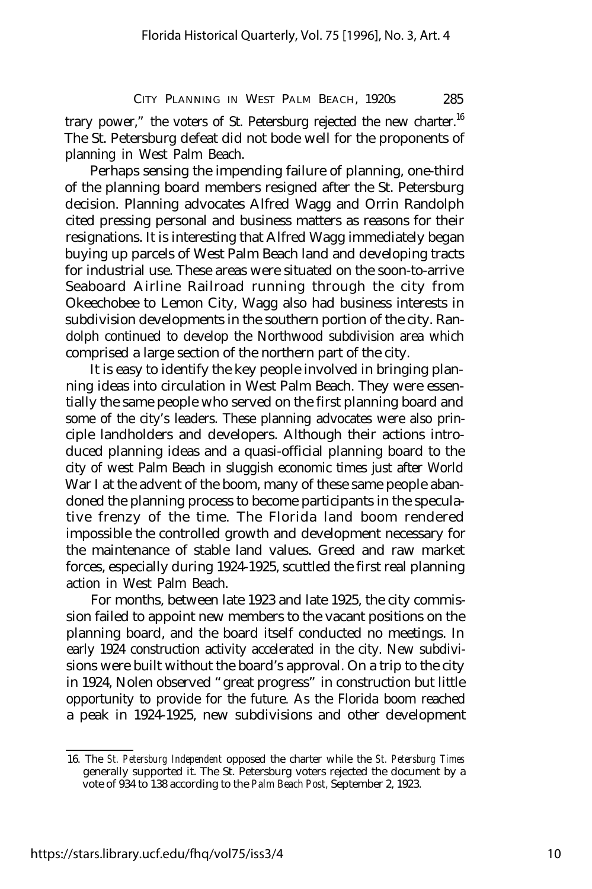trary power," the voters of St. Petersburg rejected the new charter.[16] The St. Petersburg defeat did not bode well for the proponents of planning in West Palm Beach.

Perhaps sensing the impending failure of planning, one-third of the planning board members resigned after the St. Petersburg decision. Planning advocates Alfred Wagg and Orrin Randolph cited pressing personal and business matters as reasons for their resignations. It is interesting that Alfred Wagg immediately began buying up parcels of West Palm Beach land and developing tracts for industrial use. These areas were situated on the soon-to-arrive Seaboard Airline Railroad running through the city from Okeechobee to Lemon City, Wagg also had business interests in subdivision developments in the southern portion of the city. Randolph continued to develop the Northwood subdivision area which comprised a large section of the northern part of the city.

It is easy to identify the key people involved in bringing planning ideas into circulation in West Palm Beach. They were essentially the same people who served on the first planning board and some of the city's leaders. These planning advocates were also principle landholders and developers. Although their actions introduced planning ideas and a quasi-official planning board to the city of west Palm Beach in sluggish economic times just after World War I at the advent of the boom, many of these same people abandoned the planning process to become participants in the speculative frenzy of the time. The Florida land boom rendered impossible the controlled growth and development necessary for the maintenance of stable land values. Greed and raw market forces, especially during 1924-1925, scuttled the first real planning action in West Palm Beach.

For months, between late 1923 and late 1925, the city commission failed to appoint new members to the vacant positions on the planning board, and the board itself conducted no meetings. In early 1924 construction activity accelerated in the city. New subdivisions were built without the board's approval. On a trip to the city in 1924, Nolen observed "great progress" in construction but little opportunity to provide for the future. As the Florida boom reached a peak in 1924-1925, new subdivisions and other development

16. The *St. Petersburg Independent* opposed the charter while the *St. Petersburg Times* generally supported it. The St. Petersburg voters rejected the document by a vote of 934 to 138 according to the *Palm Beach Post,* September 2, 1923.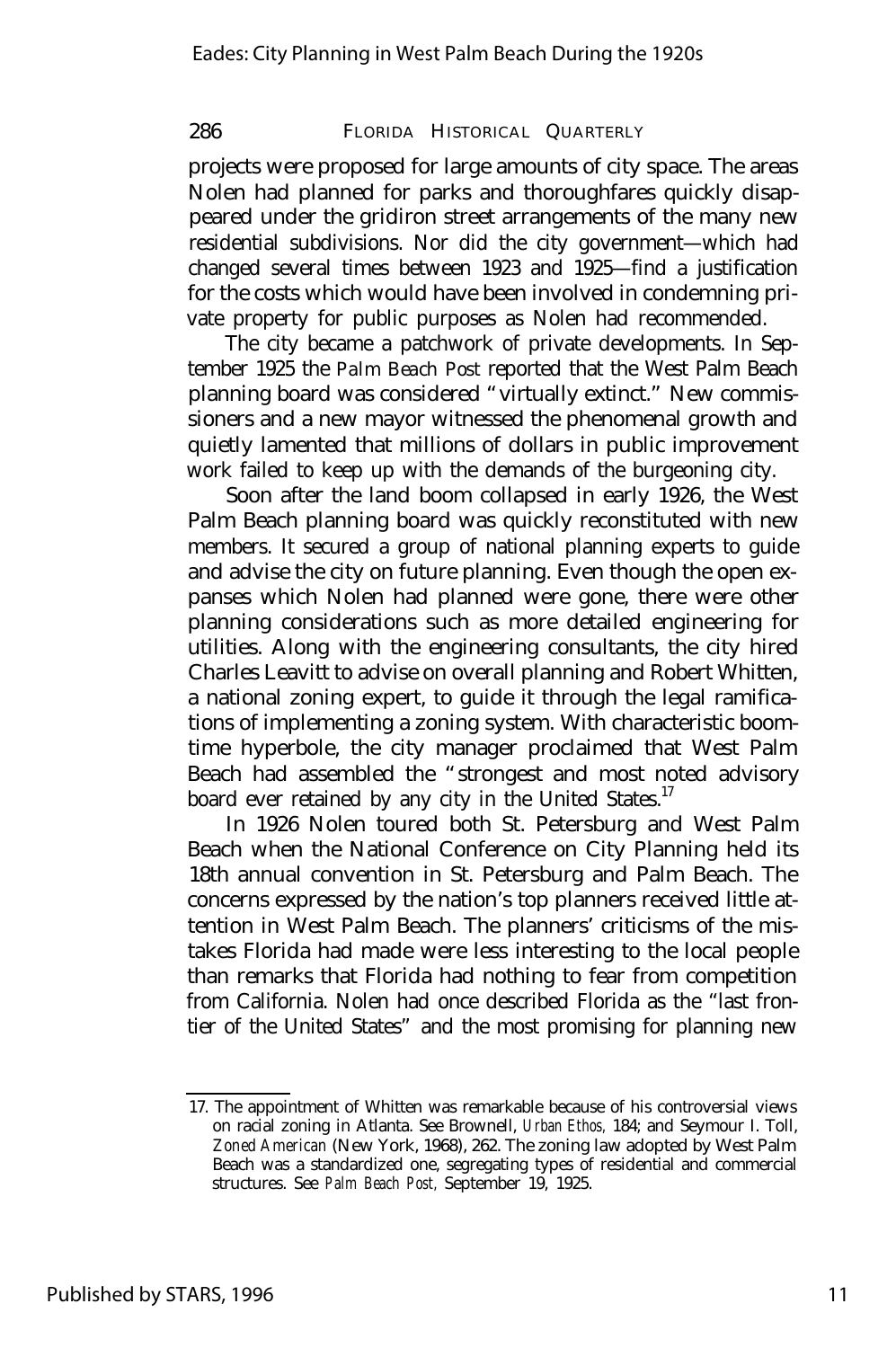projects were proposed for large amounts of city space. The areas Nolen had planned for parks and thoroughfares quickly disappeared under the gridiron street arrangements of the many new residential subdivisions. Nor did the city government—which had changed several times between 1923 and 1925—find a justification for the costs which would have been involved in condemning private property for public purposes as Nolen had recommended.

The city became a patchwork of private developments. In September 1925 the *Palm Beach Post* reported that the West Palm Beach planning board was considered "virtually extinct." New commissioners and a new mayor witnessed the phenomenal growth and quietly lamented that millions of dollars in public improvement work failed to keep up with the demands of the burgeoning city.

Soon after the land boom collapsed in early 1926, the West Palm Beach planning board was quickly reconstituted with new members. It secured a group of national planning experts to guide and advise the city on future planning. Even though the open expanses which Nolen had planned were gone, there were other planning considerations such as more detailed engineering for utilities. Along with the engineering consultants, the city hired Charles Leavitt to advise on overall planning and Robert Whitten, a national zoning expert, to guide it through the legal ramifications of implementing a zoning system. With characteristic boom-time hyperbole, the city manager proclaimed that West Palm Beach had assembled the "strongest and most noted advisory board ever retained by any city in the United States.[17]

In 1926 Nolen toured both St. Petersburg and West Palm Beach when the National Conference on City Planning held its 18th annual convention in St. Petersburg and Palm Beach. The concerns expressed by the nation's top planners received little attention in West Palm Beach. The planners' criticisms of the mistakes Florida had made were less interesting to the local people than remarks that Florida had nothing to fear from competition from California. Nolen had once described Florida as the "last frontier of the United States" and the most promising for planning new

17. The appointment of Whitten was remarkable because of his controversial views on racial zoning in Atlanta. See Brownell, *Urban Ethos,* 184; and Seymour I. Toll, *Zoned American* (New York, 1968), 262. The zoning law adopted by West Palm Beach was a standardized one, segregating types of residential and commercial structures. See *Palm Beach Post,* September 19, 1925.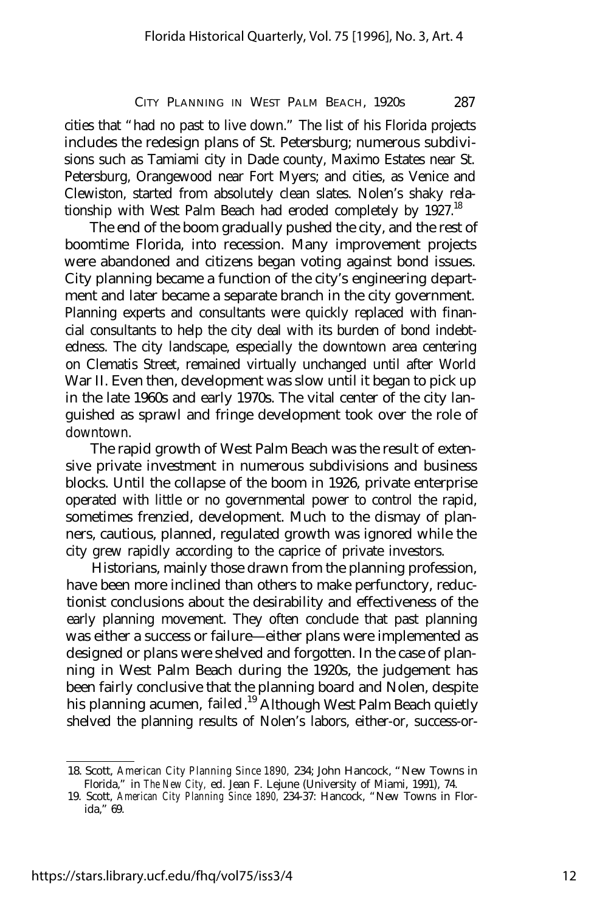cities that "had no past to live down." The list of his Florida projects includes the redesign plans of St. Petersburg; numerous subdivisions such as Tamiami city in Dade county, Maximo Estates near St. Petersburg, Orangewood near Fort Myers; and cities, as Venice and Clewiston, started from absolutely clean slates. Nolen's shaky relationship with West Palm Beach had eroded completely by 1927.[18]

The end of the boom gradually pushed the city, and the rest of boomtime Florida, into recession. Many improvement projects were abandoned and citizens began voting against bond issues. City planning became a function of the city's engineering department and later became a separate branch in the city government. Planning experts and consultants were quickly replaced with financial consultants to help the city deal with its burden of bond indebtedness. The city landscape, especially the downtown area centering on Clematis Street, remained virtually unchanged until after World War II. Even then, development was slow until it began to pick up in the late 1960s and early 1970s. The vital center of the city languished as sprawl and fringe development took over the role of downtown.

The rapid growth of West Palm Beach was the result of extensive private investment in numerous subdivisions and business blocks. Until the collapse of the boom in 1926, private enterprise operated with little or no governmental power to control the rapid, sometimes frenzied, development. Much to the dismay of planners, cautious, planned, regulated growth was ignored while the city grew rapidly according to the caprice of private investors.

Historians, mainly those drawn from the planning profession, have been more inclined than others to make perfunctory, reductionist conclusions about the desirability and effectiveness of the early planning movement. They often conclude that past planning was either a success or failure—either plans were implemented as designed or plans were shelved and forgotten. In the case of planning in West Palm Beach during the 1920s, the judgement has been fairly conclusive that the planning board and Nolen, despite his planning acumen, failed.[19] Although West Palm Beach quietly shelved the planning results of Nolen's labors, either-or, success-or-

---

18. Scott, *American City Planning Since 1890,* 234; John Hancock, "New Towns in Florida," in *The New City,* ed. Jean F. Lejune (University of Miami, 1991), 74.
19. Scott, *American City Planning Since 1890,* 234-37: Hancock, "New Towns in Florida," 69.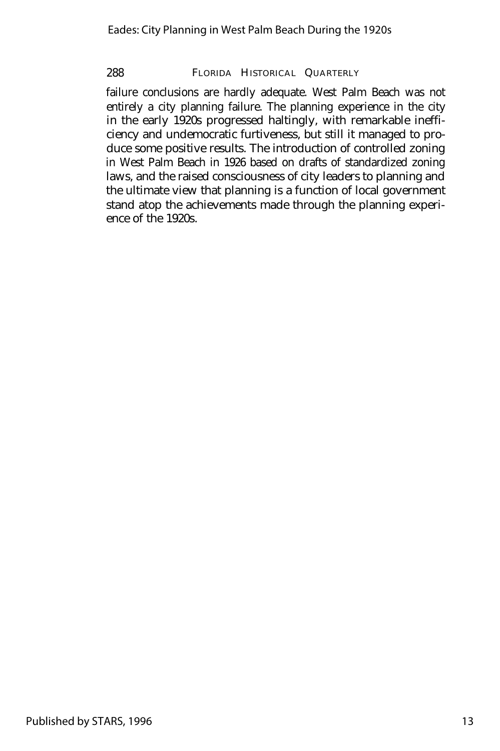failure conclusions are hardly adequate. West Palm Beach was not entirely a city planning failure. The planning experience in the city in the early 1920s progressed haltingly, with remarkable inefficiency and undemocratic furtiveness, but still it managed to produce some positive results. The introduction of controlled zoning in West Palm Beach in 1926 based on drafts of standardized zoning laws, and the raised consciousness of city leaders to planning and the ultimate view that planning is a function of local government stand atop the achievements made through the planning experience of the 1920s.